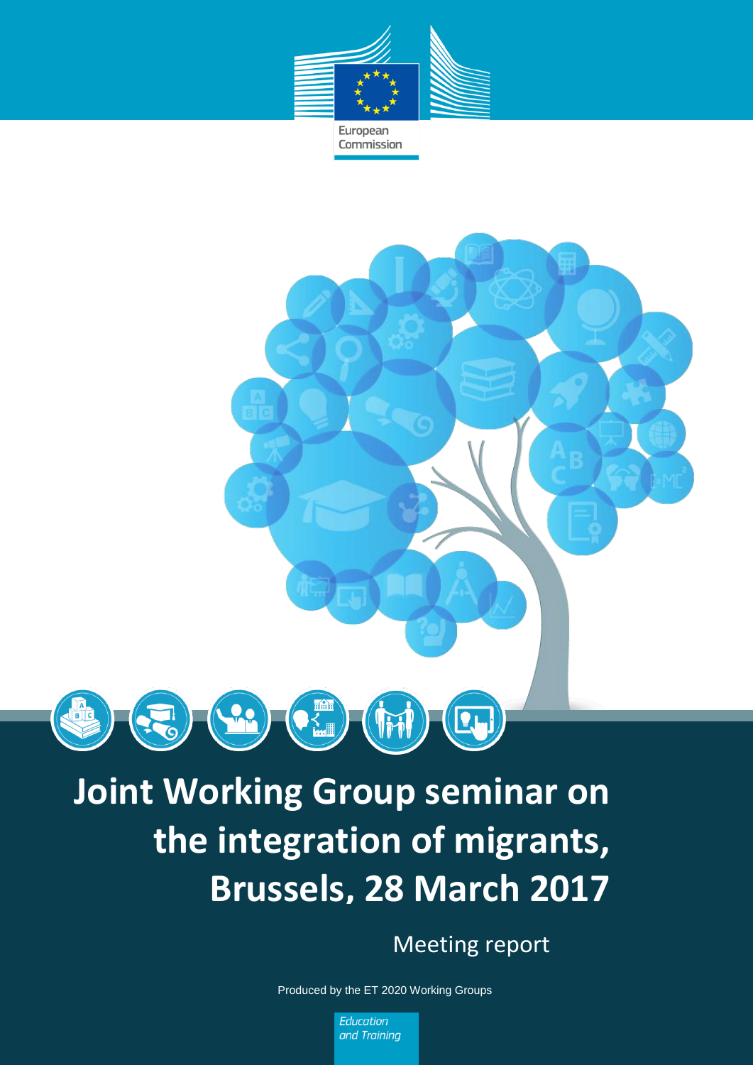European Commission

# Joint Working Group seminar on the integration of migrants, Brussels, 28 March 2017

Meeting report

Produced by the ET 2020 Working Groups

*Education and Training*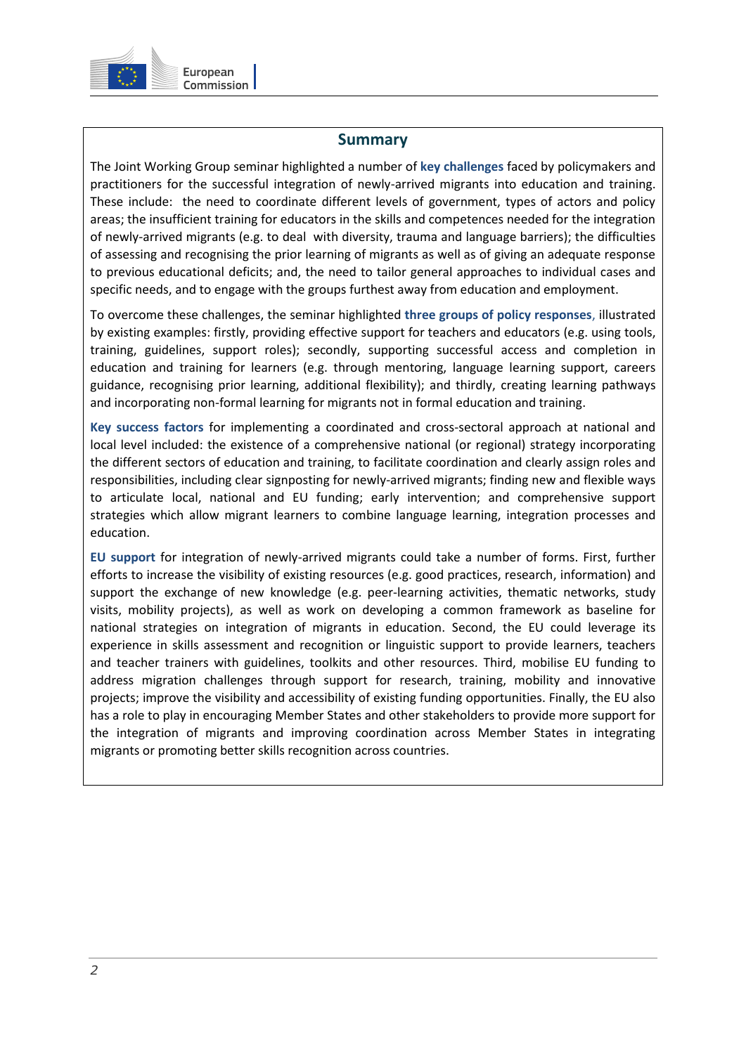## Summary

The Joint Working Group seminar highlighted a number of **key challenges** faced by policymakers and practitioners for the successful integration of newly-arrived migrants into education and training. These include: the need to coordinate different levels of government, types of actors and policy areas; the insufficient training for educators in the skills and competences needed for the integration of newly-arrived migrants (e.g. to deal with diversity, trauma and language barriers); the difficulties of assessing and recognising the prior learning of migrants as well as of giving an adequate response to previous educational deficits; and, the need to tailor general approaches to individual cases and specific needs, and to engage with the groups furthest away from education and employment.

To overcome these challenges, the seminar highlighted **three groups of policy responses**, illustrated by existing examples: firstly, providing effective support for teachers and educators (e.g. using tools, training, guidelines, support roles); secondly, supporting successful access and completion in education and training for learners (e.g. through mentoring, language learning support, careers guidance, recognising prior learning, additional flexibility); and thirdly, creating learning pathways and incorporating non-formal learning for migrants not in formal education and training.

**Key success factors** for implementing a coordinated and cross-sectoral approach at national and local level included: the existence of a comprehensive national (or regional) strategy incorporating the different sectors of education and training, to facilitate coordination and clearly assign roles and responsibilities, including clear signposting for newly-arrived migrants; finding new and flexible ways to articulate local, national and EU funding; early intervention; and comprehensive support strategies which allow migrant learners to combine language learning, integration processes and education.

**EU support** for integration of newly-arrived migrants could take a number of forms. First, further efforts to increase the visibility of existing resources (e.g. good practices, research, information) and support the exchange of new knowledge (e.g. peer-learning activities, thematic networks, study visits, mobility projects), as well as work on developing a common framework as baseline for national strategies on integration of migrants in education. Second, the EU could leverage its experience in skills assessment and recognition or linguistic support to provide learners, teachers and teacher trainers with guidelines, toolkits and other resources. Third, mobilise EU funding to address migration challenges through support for research, training, mobility and innovative projects; improve the visibility and accessibility of existing funding opportunities. Finally, the EU also has a role to play in encouraging Member States and other stakeholders to provide more support for the integration of migrants and improving coordination across Member States in integrating migrants or promoting better skills recognition across countries.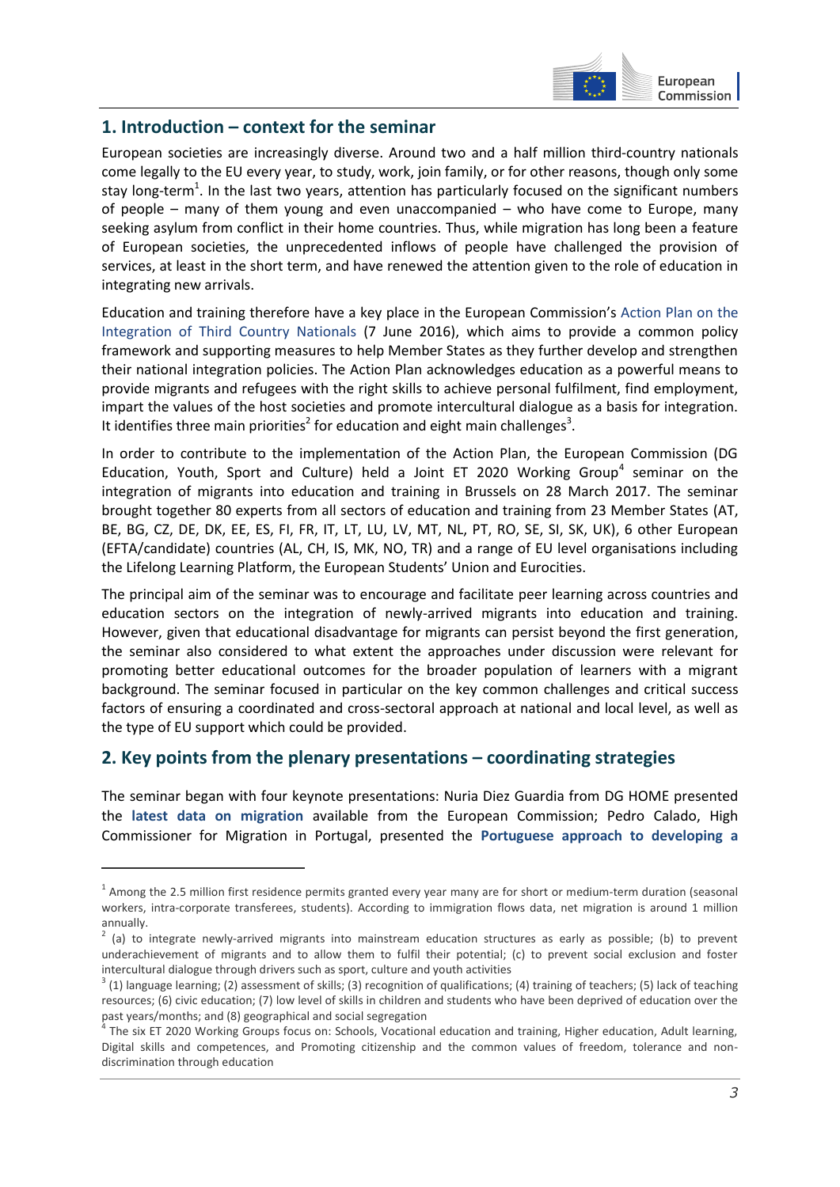## 1. Introduction – context for the seminar

European societies are increasingly diverse. Around two and a half million third-country nationals come legally to the EU every year, to study, work, join family, or for other reasons, though only some stay long-term[1]. In the last two years, attention has particularly focused on the significant numbers of people – many of them young and even unaccompanied – who have come to Europe, many seeking asylum from conflict in their home countries. Thus, while migration has long been a feature of European societies, the unprecedented inflows of people have challenged the provision of services, at least in the short term, and have renewed the attention given to the role of education in integrating new arrivals.

Education and training therefore have a key place in the European Commission's Action Plan on the Integration of Third Country Nationals (7 June 2016), which aims to provide a common policy framework and supporting measures to help Member States as they further develop and strengthen their national integration policies. The Action Plan acknowledges education as a powerful means to provide migrants and refugees with the right skills to achieve personal fulfilment, find employment, impart the values of the host societies and promote intercultural dialogue as a basis for integration. It identifies three main priorities[2] for education and eight main challenges[3].

In order to contribute to the implementation of the Action Plan, the European Commission (DG Education, Youth, Sport and Culture) held a Joint ET 2020 Working Group[4] seminar on the integration of migrants into education and training in Brussels on 28 March 2017. The seminar brought together 80 experts from all sectors of education and training from 23 Member States (AT, BE, BG, CZ, DE, DK, EE, ES, FI, FR, IT, LT, LU, LV, MT, NL, PT, RO, SE, SI, SK, UK), 6 other European (EFTA/candidate) countries (AL, CH, IS, MK, NO, TR) and a range of EU level organisations including the Lifelong Learning Platform, the European Students' Union and Eurocities.

The principal aim of the seminar was to encourage and facilitate peer learning across countries and education sectors on the integration of newly-arrived migrants into education and training. However, given that educational disadvantage for migrants can persist beyond the first generation, the seminar also considered to what extent the approaches under discussion were relevant for promoting better educational outcomes for the broader population of learners with a migrant background. The seminar focused in particular on the key common challenges and critical success factors of ensuring a coordinated and cross-sectoral approach at national and local level, as well as the type of EU support which could be provided.

## 2. Key points from the plenary presentations – coordinating strategies

The seminar began with four keynote presentations: Nuria Diez Guardia from DG HOME presented the **latest data on migration** available from the European Commission; Pedro Calado, High Commissioner for Migration in Portugal, presented the **Portuguese approach to developing a**

---

[1] Among the 2.5 million first residence permits granted every year many are for short or medium-term duration (seasonal workers, intra-corporate transferees, students). According to immigration flows data, net migration is around 1 million annually.

[2] (a) to integrate newly-arrived migrants into mainstream education structures as early as possible; (b) to prevent underachievement of migrants and to allow them to fulfil their potential; (c) to prevent social exclusion and foster intercultural dialogue through drivers such as sport, culture and youth activities

[3] (1) language learning; (2) assessment of skills; (3) recognition of qualifications; (4) training of teachers; (5) lack of teaching resources; (6) civic education; (7) low level of skills in children and students who have been deprived of education over the past years/months; and (8) geographical and social segregation

[4] The six ET 2020 Working Groups focus on: Schools, Vocational education and training, Higher education, Adult learning, Digital skills and competences, and Promoting citizenship and the common values of freedom, tolerance and non-discrimination through education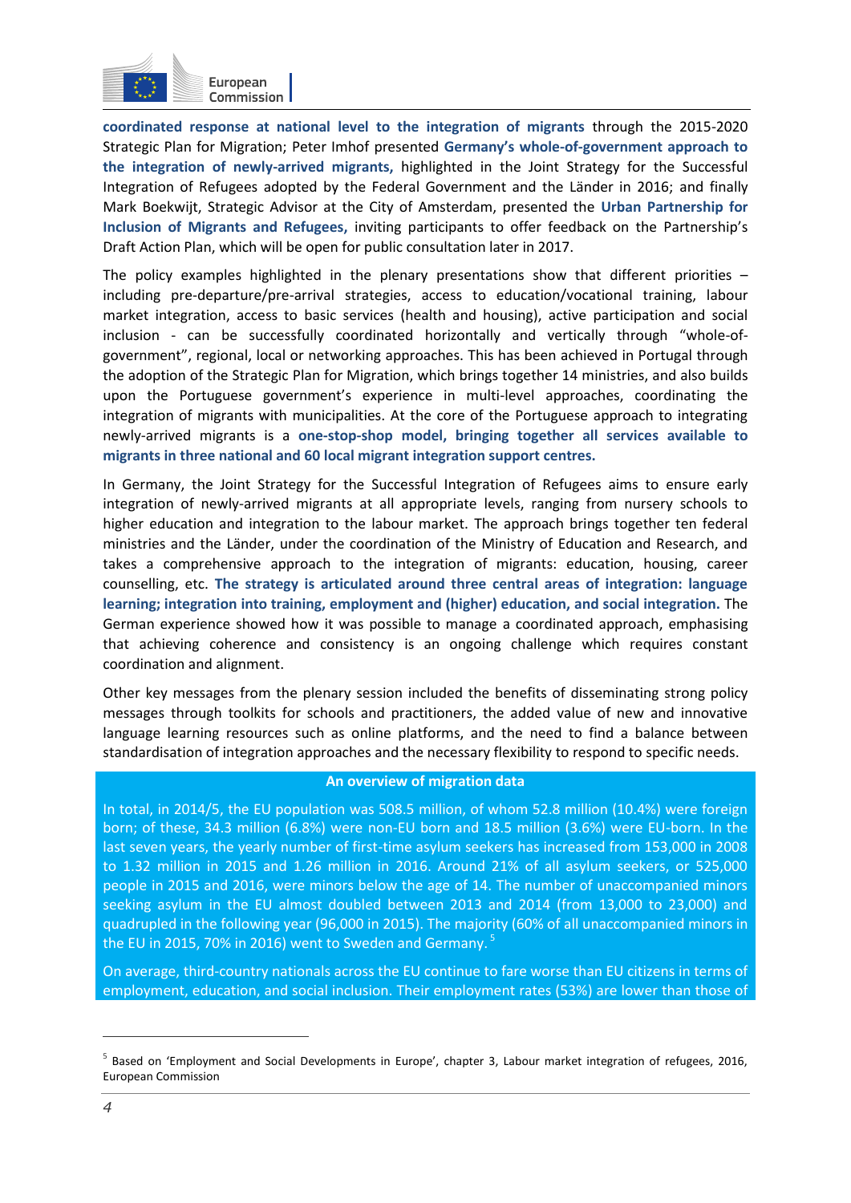**coordinated response at national level to the integration of migrants** through the 2015-2020 Strategic Plan for Migration; Peter Imhof presented **Germany's whole-of-government approach to the integration of newly-arrived migrants,** highlighted in the Joint Strategy for the Successful Integration of Refugees adopted by the Federal Government and the Länder in 2016; and finally Mark Boekwijt, Strategic Advisor at the City of Amsterdam, presented the **Urban Partnership for Inclusion of Migrants and Refugees,** inviting participants to offer feedback on the Partnership's Draft Action Plan, which will be open for public consultation later in 2017.

The policy examples highlighted in the plenary presentations show that different priorities – including pre-departure/pre-arrival strategies, access to education/vocational training, labour market integration, access to basic services (health and housing), active participation and social inclusion - can be successfully coordinated horizontally and vertically through "whole-of-government", regional, local or networking approaches. This has been achieved in Portugal through the adoption of the Strategic Plan for Migration, which brings together 14 ministries, and also builds upon the Portuguese government's experience in multi-level approaches, coordinating the integration of migrants with municipalities. At the core of the Portuguese approach to integrating newly-arrived migrants is a **one-stop-shop model, bringing together all services available to migrants in three national and 60 local migrant integration support centres.**

In Germany, the Joint Strategy for the Successful Integration of Refugees aims to ensure early integration of newly-arrived migrants at all appropriate levels, ranging from nursery schools to higher education and integration to the labour market. The approach brings together ten federal ministries and the Länder, under the coordination of the Ministry of Education and Research, and takes a comprehensive approach to the integration of migrants: education, housing, career counselling, etc. **The strategy is articulated around three central areas of integration: language learning; integration into training, employment and (higher) education, and social integration.** The German experience showed how it was possible to manage a coordinated approach, emphasising that achieving coherence and consistency is an ongoing challenge which requires constant coordination and alignment.

Other key messages from the plenary session included the benefits of disseminating strong policy messages through toolkits for schools and practitioners, the added value of new and innovative language learning resources such as online platforms, and the need to find a balance between standardisation of integration approaches and the necessary flexibility to respond to specific needs.

**An overview of migration data**

In total, in 2014/5, the EU population was 508.5 million, of whom 52.8 million (10.4%) were foreign born; of these, 34.3 million (6.8%) were non-EU born and 18.5 million (3.6%) were EU-born. In the last seven years, the yearly number of first-time asylum seekers has increased from 153,000 in 2008 to 1.32 million in 2015 and 1.26 million in 2016. Around 21% of all asylum seekers, or 525,000 people in 2015 and 2016, were minors below the age of 14. The number of unaccompanied minors seeking asylum in the EU almost doubled between 2013 and 2014 (from 13,000 to 23,000) and quadrupled in the following year (96,000 in 2015). The majority (60% of all unaccompanied minors in the EU in 2015, 70% in 2016) went to Sweden and Germany.[5]

On average, third-country nationals across the EU continue to fare worse than EU citizens in terms of employment, education, and social inclusion. Their employment rates (53%) are lower than those of

[5] Based on 'Employment and Social Developments in Europe', chapter 3, Labour market integration of refugees, 2016, European Commission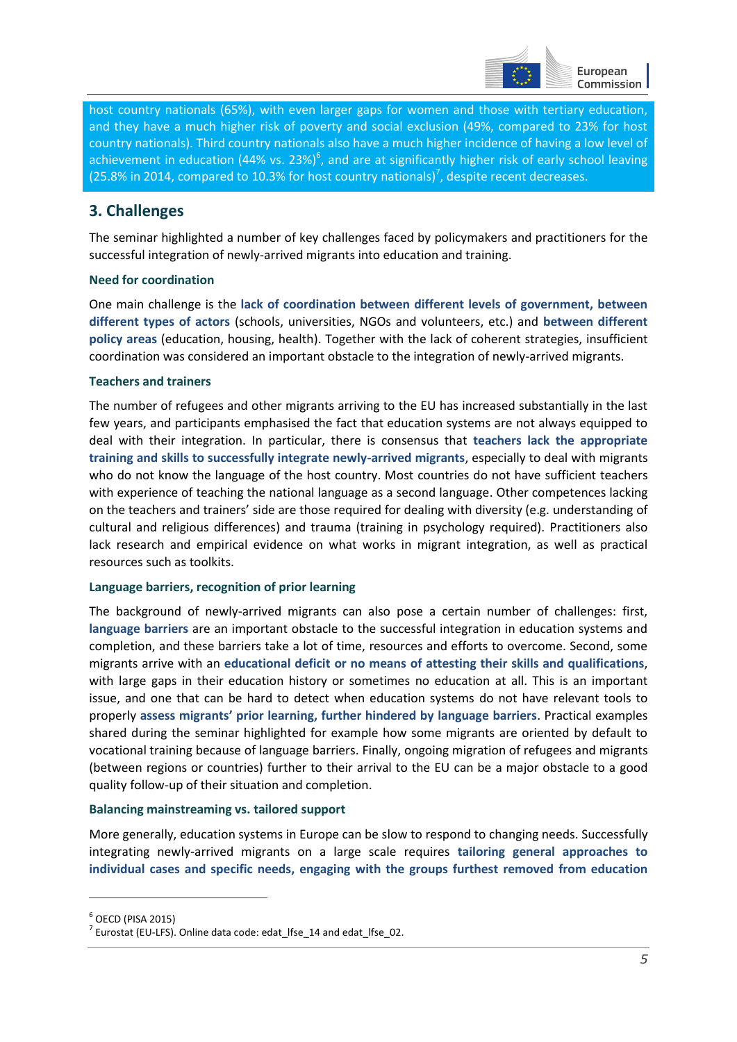host country nationals (65%), with even larger gaps for women and those with tertiary education, and they have a much higher risk of poverty and social exclusion (49%, compared to 23% for host country nationals). Third country nationals also have a much higher incidence of having a low level of achievement in education (44% vs. 23%)[6], and are at significantly higher risk of early school leaving (25.8% in 2014, compared to 10.3% for host country nationals)[7], despite recent decreases.

## 3. Challenges

The seminar highlighted a number of key challenges faced by policymakers and practitioners for the successful integration of newly-arrived migrants into education and training.

### Need for coordination

One main challenge is the **lack of coordination between different levels of government, between different types of actors** (schools, universities, NGOs and volunteers, etc.) and **between different policy areas** (education, housing, health). Together with the lack of coherent strategies, insufficient coordination was considered an important obstacle to the integration of newly-arrived migrants.

### Teachers and trainers

The number of refugees and other migrants arriving to the EU has increased substantially in the last few years, and participants emphasised the fact that education systems are not always equipped to deal with their integration. In particular, there is consensus that **teachers lack the appropriate training and skills to successfully integrate newly-arrived migrants**, especially to deal with migrants who do not know the language of the host country. Most countries do not have sufficient teachers with experience of teaching the national language as a second language. Other competences lacking on the teachers and trainers' side are those required for dealing with diversity (e.g. understanding of cultural and religious differences) and trauma (training in psychology required). Practitioners also lack research and empirical evidence on what works in migrant integration, as well as practical resources such as toolkits.

### Language barriers, recognition of prior learning

The background of newly-arrived migrants can also pose a certain number of challenges: first, **language barriers** are an important obstacle to the successful integration in education systems and completion, and these barriers take a lot of time, resources and efforts to overcome. Second, some migrants arrive with an **educational deficit or no means of attesting their skills and qualifications**, with large gaps in their education history or sometimes no education at all. This is an important issue, and one that can be hard to detect when education systems do not have relevant tools to properly **assess migrants' prior learning, further hindered by language barriers**. Practical examples shared during the seminar highlighted for example how some migrants are oriented by default to vocational training because of language barriers. Finally, ongoing migration of refugees and migrants (between regions or countries) further to their arrival to the EU can be a major obstacle to a good quality follow-up of their situation and completion.

### Balancing mainstreaming vs. tailored support

More generally, education systems in Europe can be slow to respond to changing needs. Successfully integrating newly-arrived migrants on a large scale requires **tailoring general approaches to individual cases and specific needs, engaging with the groups furthest removed from education**

[6] OECD (PISA 2015)

[7] Eurostat (EU-LFS). Online data code: edat_lfse_14 and edat_lfse_02.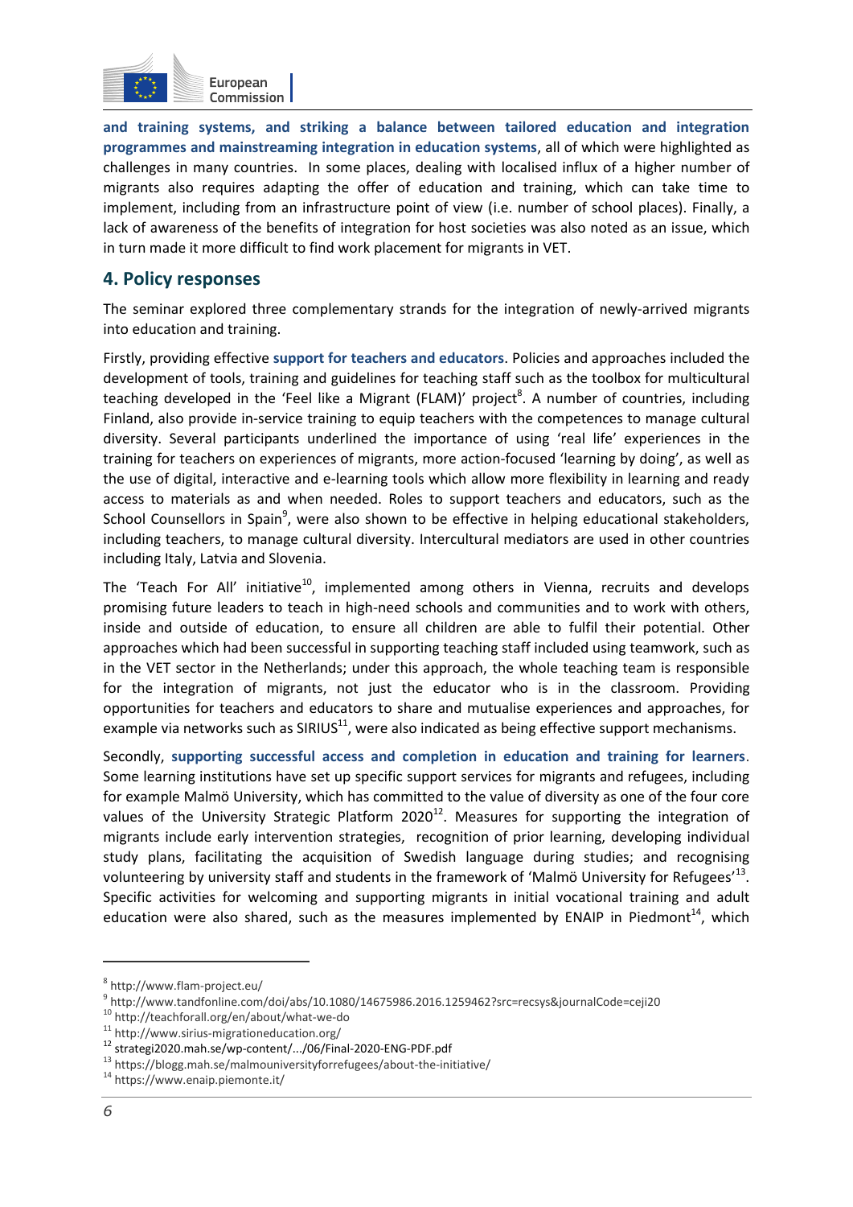**and training systems, and striking a balance between tailored education and integration programmes and mainstreaming integration in education systems**, all of which were highlighted as challenges in many countries. In some places, dealing with localised influx of a higher number of migrants also requires adapting the offer of education and training, which can take time to implement, including from an infrastructure point of view (i.e. number of school places). Finally, a lack of awareness of the benefits of integration for host societies was also noted as an issue, which in turn made it more difficult to find work placement for migrants in VET.

## 4. Policy responses

The seminar explored three complementary strands for the integration of newly-arrived migrants into education and training.

Firstly, providing effective **support for teachers and educators**. Policies and approaches included the development of tools, training and guidelines for teaching staff such as the toolbox for multicultural teaching developed in the 'Feel like a Migrant (FLAM)' project[8]. A number of countries, including Finland, also provide in-service training to equip teachers with the competences to manage cultural diversity. Several participants underlined the importance of using 'real life' experiences in the training for teachers on experiences of migrants, more action-focused 'learning by doing', as well as the use of digital, interactive and e-learning tools which allow more flexibility in learning and ready access to materials as and when needed. Roles to support teachers and educators, such as the School Counsellors in Spain[9], were also shown to be effective in helping educational stakeholders, including teachers, to manage cultural diversity. Intercultural mediators are used in other countries including Italy, Latvia and Slovenia.

The 'Teach For All' initiative[10], implemented among others in Vienna, recruits and develops promising future leaders to teach in high-need schools and communities and to work with others, inside and outside of education, to ensure all children are able to fulfil their potential. Other approaches which had been successful in supporting teaching staff included using teamwork, such as in the VET sector in the Netherlands; under this approach, the whole teaching team is responsible for the integration of migrants, not just the educator who is in the classroom. Providing opportunities for teachers and educators to share and mutualise experiences and approaches, for example via networks such as SIRIUS[11], were also indicated as being effective support mechanisms.

Secondly, **supporting successful access and completion in education and training for learners**. Some learning institutions have set up specific support services for migrants and refugees, including for example Malmö University, which has committed to the value of diversity as one of the four core values of the University Strategic Platform 2020[12]. Measures for supporting the integration of migrants include early intervention strategies, recognition of prior learning, developing individual study plans, facilitating the acquisition of Swedish language during studies; and recognising volunteering by university staff and students in the framework of 'Malmö University for Refugees'[13]. Specific activities for welcoming and supporting migrants in initial vocational training and adult education were also shared, such as the measures implemented by ENAIP in Piedmont[14], which

---

[8] http://www.flam-project.eu/

[9] http://www.tandfonline.com/doi/abs/10.1080/14675986.2016.1259462?src=recsys&journalCode=ceji20

[10] http://teachforall.org/en/about/what-we-do

[11] http://www.sirius-migrationeducation.org/

[12] strategi2020.mah.se/wp-content/.../06/Final-2020-ENG-PDF.pdf

[13] https://blogg.mah.se/malmouniversityforrefugees/about-the-initiative/

[14] https://www.enaip.piemonte.it/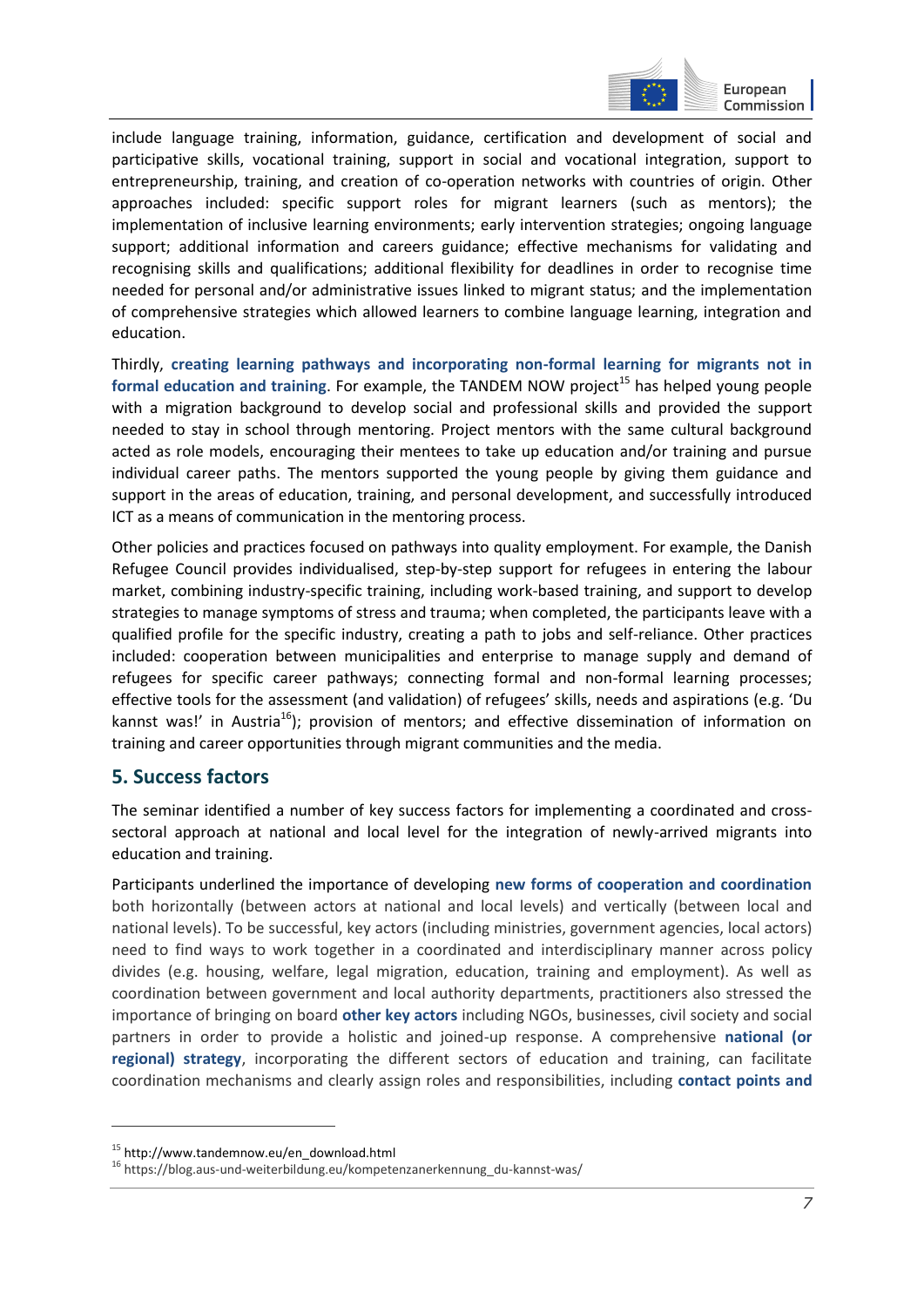include language training, information, guidance, certification and development of social and participative skills, vocational training, support in social and vocational integration, support to entrepreneurship, training, and creation of co-operation networks with countries of origin. Other approaches included: specific support roles for migrant learners (such as mentors); the implementation of inclusive learning environments; early intervention strategies; ongoing language support; additional information and careers guidance; effective mechanisms for validating and recognising skills and qualifications; additional flexibility for deadlines in order to recognise time needed for personal and/or administrative issues linked to migrant status; and the implementation of comprehensive strategies which allowed learners to combine language learning, integration and education.

Thirdly, **creating learning pathways and incorporating non-formal learning for migrants not in formal education and training**. For example, the TANDEM NOW project[15] has helped young people with a migration background to develop social and professional skills and provided the support needed to stay in school through mentoring. Project mentors with the same cultural background acted as role models, encouraging their mentees to take up education and/or training and pursue individual career paths. The mentors supported the young people by giving them guidance and support in the areas of education, training, and personal development, and successfully introduced ICT as a means of communication in the mentoring process.

Other policies and practices focused on pathways into quality employment. For example, the Danish Refugee Council provides individualised, step-by-step support for refugees in entering the labour market, combining industry-specific training, including work-based training, and support to develop strategies to manage symptoms of stress and trauma; when completed, the participants leave with a qualified profile for the specific industry, creating a path to jobs and self-reliance. Other practices included: cooperation between municipalities and enterprise to manage supply and demand of refugees for specific career pathways; connecting formal and non-formal learning processes; effective tools for the assessment (and validation) of refugees' skills, needs and aspirations (e.g. 'Du kannst was!' in Austria[16]); provision of mentors; and effective dissemination of information on training and career opportunities through migrant communities and the media.

## 5. Success factors

The seminar identified a number of key success factors for implementing a coordinated and cross-sectoral approach at national and local level for the integration of newly-arrived migrants into education and training.

Participants underlined the importance of developing **new forms of cooperation and coordination** both horizontally (between actors at national and local levels) and vertically (between local and national levels). To be successful, key actors (including ministries, government agencies, local actors) need to find ways to work together in a coordinated and interdisciplinary manner across policy divides (e.g. housing, welfare, legal migration, education, training and employment). As well as coordination between government and local authority departments, practitioners also stressed the importance of bringing on board **other key actors** including NGOs, businesses, civil society and social partners in order to provide a holistic and joined-up response. A comprehensive **national (or regional) strategy**, incorporating the different sectors of education and training, can facilitate coordination mechanisms and clearly assign roles and responsibilities, including **contact points and**

[15] http://www.tandemnow.eu/en_download.html

[16] https://blog.aus-und-weiterbildung.eu/kompetenzanerkennung_du-kannst-was/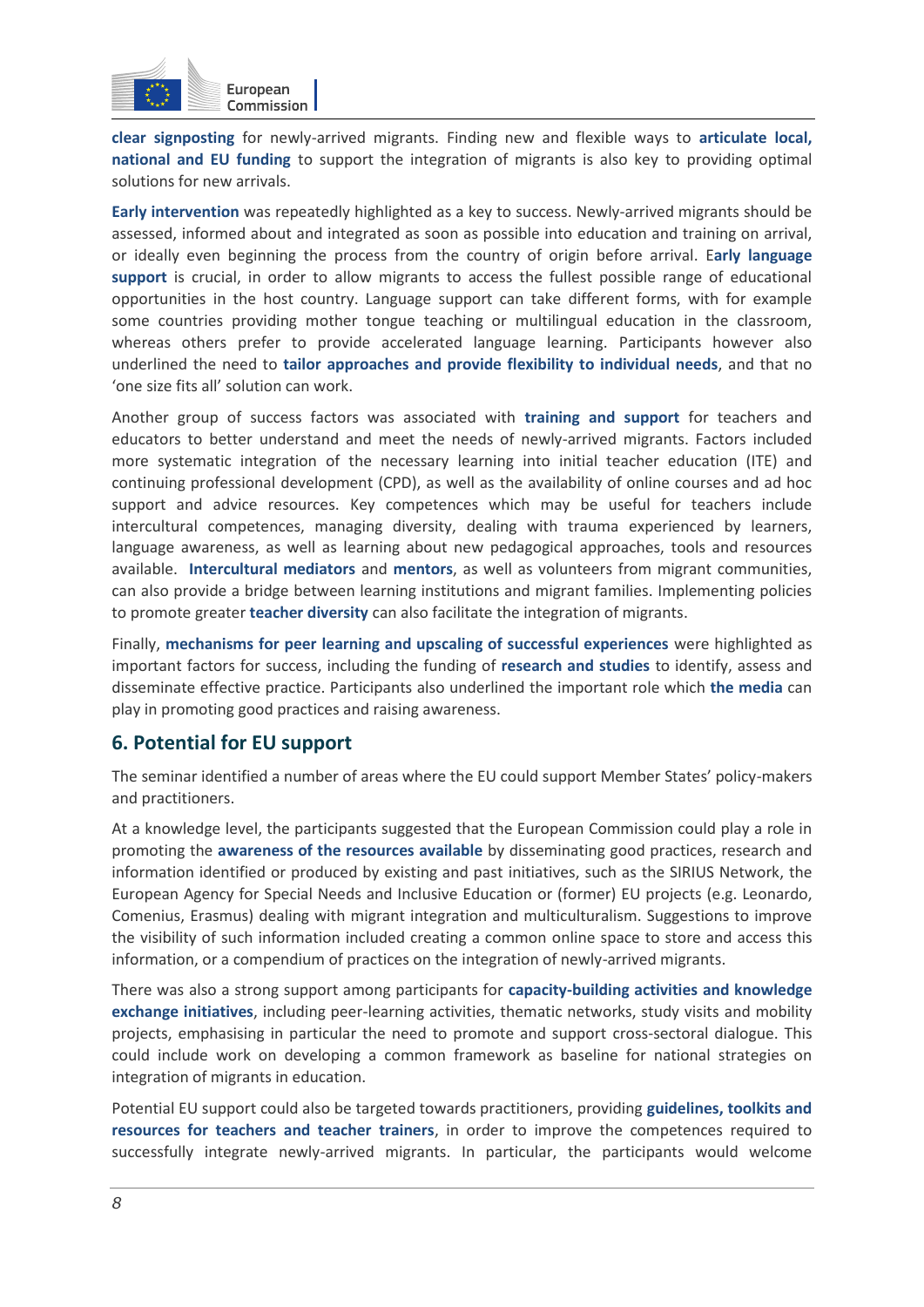**clear signposting** for newly-arrived migrants. Finding new and flexible ways to **articulate local, national and EU funding** to support the integration of migrants is also key to providing optimal solutions for new arrivals.

**Early intervention** was repeatedly highlighted as a key to success. Newly-arrived migrants should be assessed, informed about and integrated as soon as possible into education and training on arrival, or ideally even beginning the process from the country of origin before arrival. **Early language support** is crucial, in order to allow migrants to access the fullest possible range of educational opportunities in the host country. Language support can take different forms, with for example some countries providing mother tongue teaching or multilingual education in the classroom, whereas others prefer to provide accelerated language learning. Participants however also underlined the need to **tailor approaches and provide flexibility to individual needs**, and that no 'one size fits all' solution can work.

Another group of success factors was associated with **training and support** for teachers and educators to better understand and meet the needs of newly-arrived migrants. Factors included more systematic integration of the necessary learning into initial teacher education (ITE) and continuing professional development (CPD), as well as the availability of online courses and ad hoc support and advice resources. Key competences which may be useful for teachers include intercultural competences, managing diversity, dealing with trauma experienced by learners, language awareness, as well as learning about new pedagogical approaches, tools and resources available. **Intercultural mediators** and **mentors**, as well as volunteers from migrant communities, can also provide a bridge between learning institutions and migrant families. Implementing policies to promote greater **teacher diversity** can also facilitate the integration of migrants.

Finally, **mechanisms for peer learning and upscaling of successful experiences** were highlighted as important factors for success, including the funding of **research and studies** to identify, assess and disseminate effective practice. Participants also underlined the important role which **the media** can play in promoting good practices and raising awareness.

## 6. Potential for EU support

The seminar identified a number of areas where the EU could support Member States' policy-makers and practitioners.

At a knowledge level, the participants suggested that the European Commission could play a role in promoting the **awareness of the resources available** by disseminating good practices, research and information identified or produced by existing and past initiatives, such as the SIRIUS Network, the European Agency for Special Needs and Inclusive Education or (former) EU projects (e.g. Leonardo, Comenius, Erasmus) dealing with migrant integration and multiculturalism. Suggestions to improve the visibility of such information included creating a common online space to store and access this information, or a compendium of practices on the integration of newly-arrived migrants.

There was also a strong support among participants for **capacity-building activities and knowledge exchange initiatives**, including peer-learning activities, thematic networks, study visits and mobility projects, emphasising in particular the need to promote and support cross-sectoral dialogue. This could include work on developing a common framework as baseline for national strategies on integration of migrants in education.

Potential EU support could also be targeted towards practitioners, providing **guidelines, toolkits and resources for teachers and teacher trainers**, in order to improve the competences required to successfully integrate newly-arrived migrants. In particular, the participants would welcome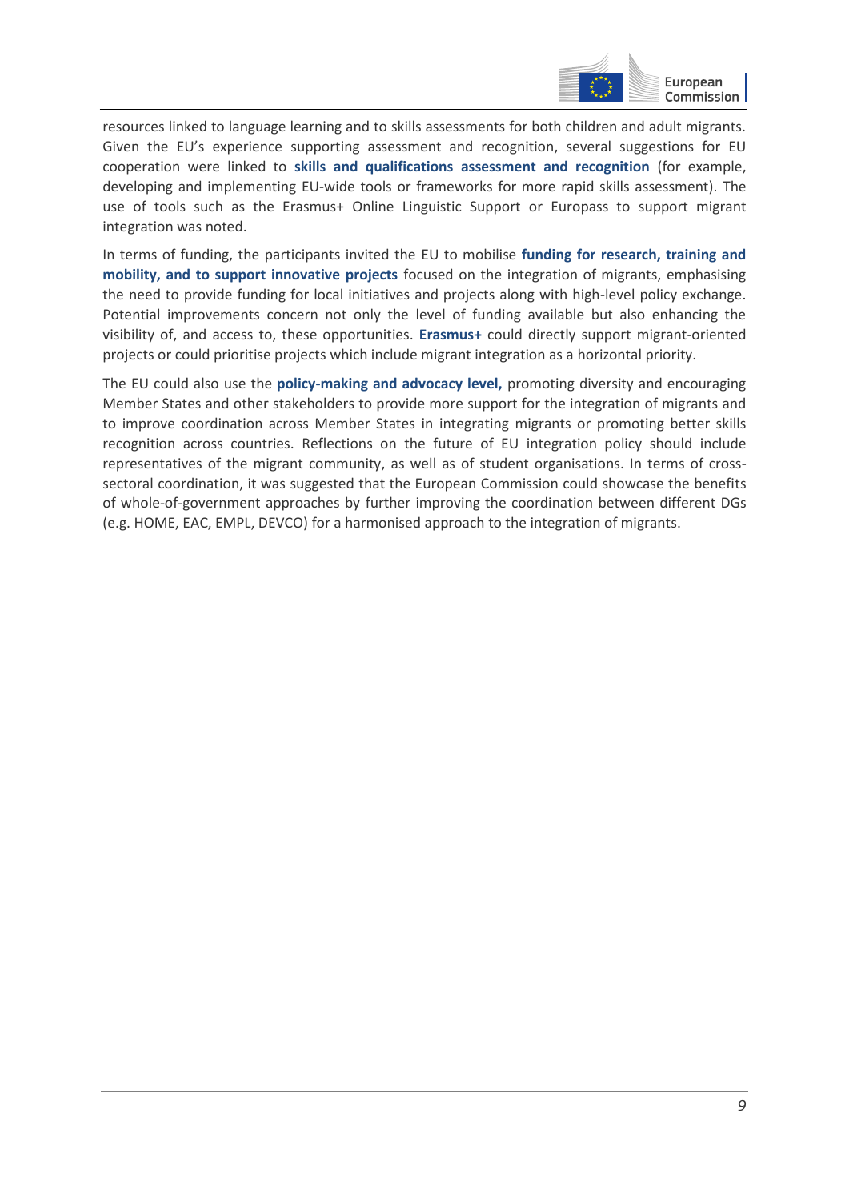resources linked to language learning and to skills assessments for both children and adult migrants. Given the EU's experience supporting assessment and recognition, several suggestions for EU cooperation were linked to **skills and qualifications assessment and recognition** (for example, developing and implementing EU-wide tools or frameworks for more rapid skills assessment). The use of tools such as the Erasmus+ Online Linguistic Support or Europass to support migrant integration was noted.

In terms of funding, the participants invited the EU to mobilise **funding for research, training and mobility, and to support innovative projects** focused on the integration of migrants, emphasising the need to provide funding for local initiatives and projects along with high-level policy exchange. Potential improvements concern not only the level of funding available but also enhancing the visibility of, and access to, these opportunities. **Erasmus+** could directly support migrant-oriented projects or could prioritise projects which include migrant integration as a horizontal priority.

The EU could also use the **policy-making and advocacy level,** promoting diversity and encouraging Member States and other stakeholders to provide more support for the integration of migrants and to improve coordination across Member States in integrating migrants or promoting better skills recognition across countries. Reflections on the future of EU integration policy should include representatives of the migrant community, as well as of student organisations. In terms of cross-sectoral coordination, it was suggested that the European Commission could showcase the benefits of whole-of-government approaches by further improving the coordination between different DGs (e.g. HOME, EAC, EMPL, DEVCO) for a harmonised approach to the integration of migrants.